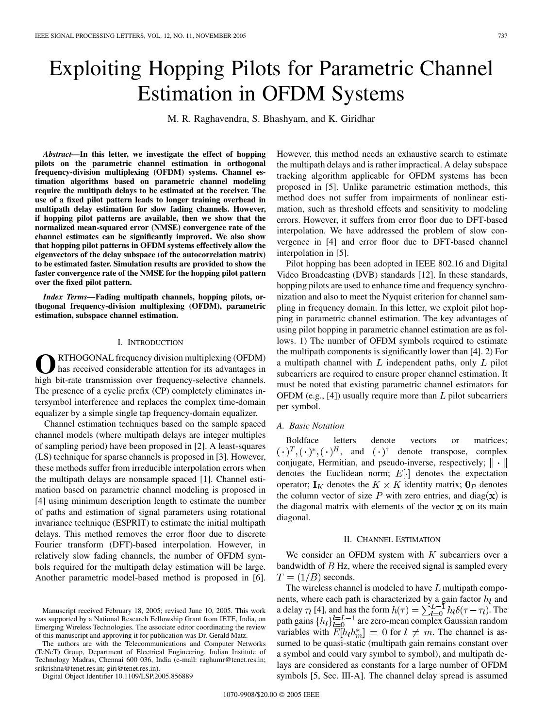# Exploiting Hopping Pilots for Parametric Channel Estimation in OFDM Systems

M. R. Raghavendra, S. Bhashyam, and K. Giridhar

***Abstract*—In this letter, we investigate the effect of hopping pilots on the parametric channel estimation in orthogonal frequency-division multiplexing (OFDM) systems. Channel estimation algorithms based on parametric channel modeling require the multipath delays to be estimated at the receiver. The use of a fixed pilot pattern leads to longer training overhead in multipath delay estimation for slow fading channels. However, if hopping pilot patterns are available, then we show that the normalized mean-squared error (NMSE) convergence rate of the channel estimates can be significantly improved. We also show that hopping pilot patterns in OFDM systems effectively allow the eigenvectors of the delay subspace (of the autocorrelation matrix) to be estimated faster. Simulation results are provided to show the faster convergence rate of the NMSE for the hopping pilot pattern over the fixed pilot pattern.**

***Index Terms*—Fading multipath channels, hopping pilots, orthogonal frequency-division multiplexing (OFDM), parametric estimation, subspace channel estimation.**

## I. Introduction

Orthogonal frequency division multiplexing (OFDM) has received considerable attention for its advantages in high bit-rate transmission over frequency-selective channels. The presence of a cyclic prefix (CP) completely eliminates intersymbol interference and replaces the complex time-domain equalizer by a simple single tap frequency-domain equalizer.

Channel estimation techniques based on the sample spaced channel models (where multipath delays are integer multiples of sampling period) have been proposed in [2]. A least-squares (LS) technique for sparse channels is proposed in [3]. However, these methods suffer from irreducible interpolation errors when the multipath delays are nonsample spaced [1]. Channel estimation based on parametric channel modeling is proposed in [4] using minimum description length to estimate the number of paths and estimation of signal parameters using rotational invariance technique (ESPRIT) to estimate the initial multipath delays. This method removes the error floor due to discrete Fourier transform (DFT)-based interpolation. However, in relatively slow fading channels, the number of OFDM symbols required for the multipath delay estimation will be large. Another parametric model-based method is proposed in [6]. However, this method needs an exhaustive search to estimate the multipath delays and is rather impractical. A delay subspace tracking algorithm applicable for OFDM systems has been proposed in [5]. Unlike parametric estimation methods, this method does not suffer from impairments of nonlinear estimation, such as threshold effects and sensitivity to modeling errors. However, it suffers from error floor due to DFT-based interpolation. We have addressed the problem of slow convergence in [4] and error floor due to DFT-based channel interpolation in [5].

Pilot hopping has been adopted in IEEE 802.16 and Digital Video Broadcasting (DVB) standards [12]. In these standards, hopping pilots are used to enhance time and frequency synchronization and also to meet the Nyquist criterion for channel sampling in frequency domain. In this letter, we exploit pilot hopping in parametric channel estimation. The key advantages of using pilot hopping in parametric channel estimation are as follows. 1) The number of OFDM symbols required to estimate the multipath components is significantly lower than [4]. 2) For a multipath channel with $L$ independent paths, only $L$ pilot subcarriers are required to ensure proper channel estimation. It must be noted that existing parametric channel estimators for OFDM (e.g., [4]) usually require more than $L$ pilot subcarriers per symbol.

### A. Basic Notation

Boldface letters denote vectors or matrices; $(\cdot)^T, (\cdot)^*, (\cdot)^H$, and $(\cdot)^\dagger$ denote transpose, complex conjugate, Hermitian, and pseudo-inverse, respectively; $\|\cdot\|$ denotes the Euclidean norm; $E[\cdot]$ denotes the expectation operator; $\mathbf{I}_K$ denotes the $K \times K$ identity matrix; $\mathbf{0}_P$ denotes the column vector of size $P$ with zero entries, and $\mathrm{diag}(\mathbf{x})$ is the diagonal matrix with elements of the vector $\mathbf{x}$ on its main diagonal.

## II. Channel Estimation

We consider an OFDM system with $K$ subcarriers over a bandwidth of $B$ Hz, where the received signal is sampled every $T = (1/B)$ seconds.

The wireless channel is modeled to have $L$ multipath components, where each path is characterized by a gain factor $h_l$ and a delay $\tau_l$ [4], and has the form $h(\tau) = \sum_{l=0}^{L-1} h_l \delta(\tau - \tau_l)$. The path gains $\{h_l\}_{l=0}^{l=L-1}$ are zero-mean complex Gaussian random variables with $E[h_l h_m^*] = 0$ for $l \neq m$. The channel is assumed to be quasi-static (multipath gain remains constant over a symbol and could vary symbol to symbol), and multipath delays are considered as constants for a large number of OFDM symbols [5, Sec. III-A]. The channel delay spread is assumed

Manuscript received February 18, 2005; revised June 10, 2005. This work was supported by a National Research Fellowship Grant from IETE, India, on Emerging Wireless Technologies. The associate editor coordinating the review of this manuscript and approving it for publication was Dr. Gerald Matz.

The authors are with the Telecommunications and Computer Networks (TeNeT) Group, Department of Electrical Engineering, Indian Institute of Technology Madras, Chennai 600 036, India (e-mail: raghumr@tenet.res.in; srikrishna@tenet.res.in; giri@tenet.res.in).

Digital Object Identifier 10.1109/LSP.2005.856889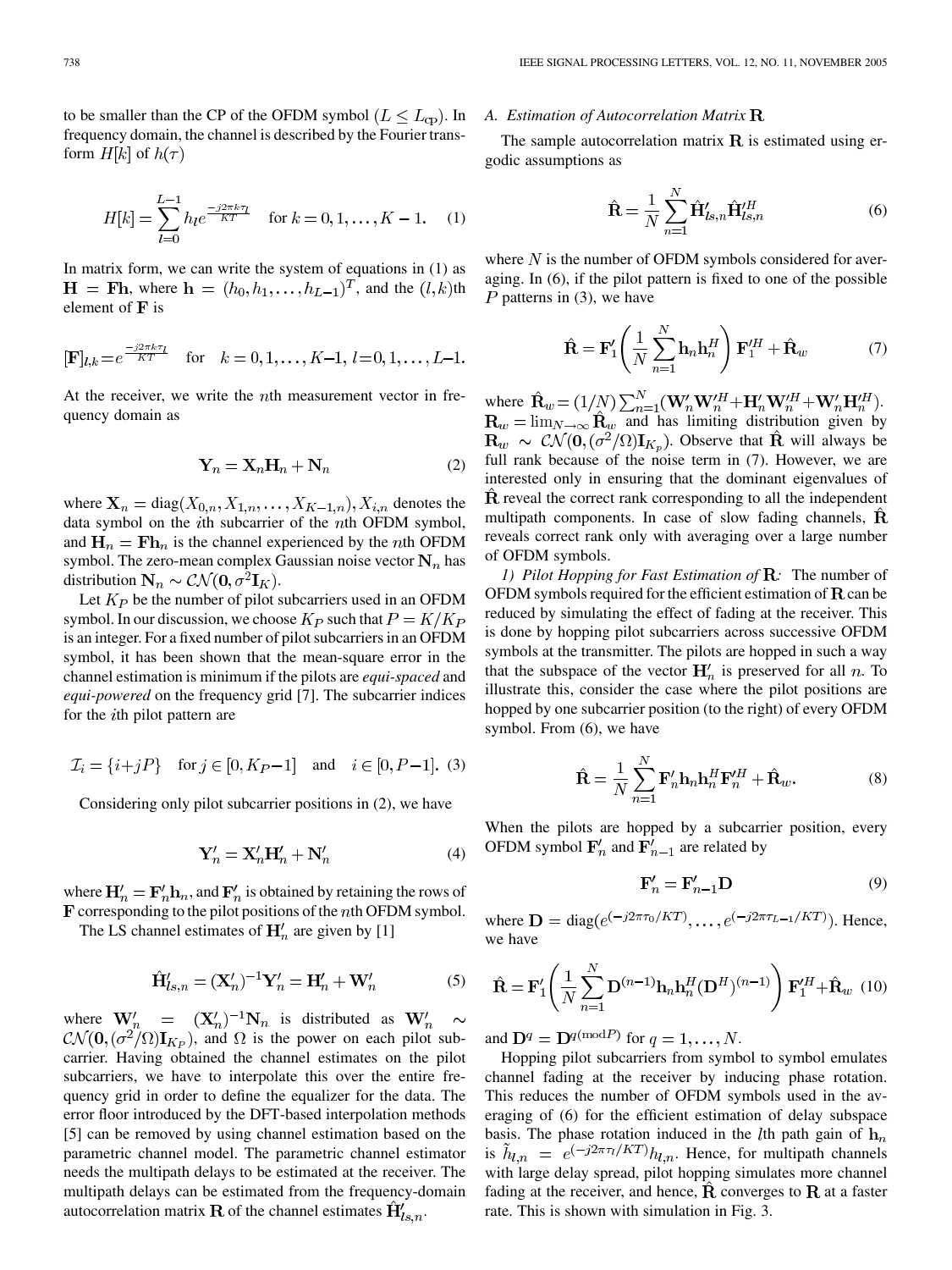to be smaller than the CP of the OFDM symbol $(L \leq L_{\rm cp})$. In frequency domain, the channel is described by the Fourier transform $H[k]$ of $h(\tau)$

$$H[k] = \sum_{l=0}^{L-1} h_l e^{\frac{-j2\pi k \tau_l}{KT}} \quad \text{for } k = 0, 1, \ldots, K-1. \quad (1)$$

In matrix form, we can write the system of equations in (1) as $\mathbf{H} = \mathbf{F}\mathbf{h}$, where $\mathbf{h} = (h_0, h_1, \ldots, h_{L-1})^T$, and the $(l, k)$th element of $\mathbf{F}$ is

$$[\mathbf{F}]_{l,k} = e^{\frac{-j2\pi k \tau_l}{KT}} \quad \text{for} \quad k = 0, 1, \ldots, K-1, \; l = 0, 1, \ldots, L-1.$$

At the receiver, we write the $n$th measurement vector in frequency domain as

$$\mathbf{Y}_n = \mathbf{X}_n \mathbf{H}_n + \mathbf{N}_n \quad (2)$$

where $\mathbf{X}_n = \text{diag}(X_{0,n}, X_{1,n}, \ldots, X_{K-1,n}), X_{i,n}$ denotes the data symbol on the $i$th subcarrier of the $n$th OFDM symbol, and $\mathbf{H}_n = \mathbf{F}\mathbf{h}_n$ is the channel experienced by the $n$th OFDM symbol. The zero-mean complex Gaussian noise vector $\mathbf{N}_n$ has distribution $\mathbf{N}_n \sim \mathcal{CN}(\mathbf{0}, \sigma^2 \mathbf{I}_K)$.

Let $K_P$ be the number of pilot subcarriers used in an OFDM symbol. In our discussion, we choose $K_P$ such that $P = K/K_P$ is an integer. For a fixed number of pilot subcarriers in an OFDM symbol, it has been shown that the mean-square error in the channel estimation is minimum if the pilots are *equi-spaced* and *equi-powered* on the frequency grid [7]. The subcarrier indices for the $i$th pilot pattern are

$$\mathcal{I}_i = \{i + jP\} \quad \text{for } j \in [0, K_P - 1] \quad \text{and} \quad i \in [0, P-1]. \quad (3)$$

Considering only pilot subcarrier positions in (2), we have

$$\mathbf{Y}'_n = \mathbf{X}'_n \mathbf{H}'_n + \mathbf{N}'_n \quad (4)$$

where $\mathbf{H}'_n = \mathbf{F}'_n \mathbf{h}_n$, and $\mathbf{F}'_n$ is obtained by retaining the rows of $\mathbf{F}$ corresponding to the pilot positions of the $n$th OFDM symbol.

The LS channel estimates of $\mathbf{H}'_n$ are given by [1]

$$\hat{\mathbf{H}}'_{ls,n} = (\mathbf{X}'_n)^{-1} \mathbf{Y}'_n = \mathbf{H}'_n + \mathbf{W}'_n \quad (5)$$

where $\mathbf{W}'_n = (\mathbf{X}'_n)^{-1} \mathbf{N}_n$ is distributed as $\mathbf{W}'_n \sim \mathcal{CN}(\mathbf{0}, (\sigma^2/\Omega)\mathbf{I}_{K_P})$, and $\Omega$ is the power on each pilot subcarrier. Having obtained the channel estimates on the pilot subcarriers, we have to interpolate this over the entire frequency grid in order to define the equalizer for the data. The error floor introduced by the DFT-based interpolation methods [5] can be removed by using channel estimation based on the parametric channel model. The parametric channel estimator needs the multipath delays to be estimated at the receiver. The multipath delays can be estimated from the frequency-domain autocorrelation matrix $\mathbf{R}$ of the channel estimates $\hat{\mathbf{H}}'_{ls,n}$.

### A. Estimation of Autocorrelation Matrix $\mathbf{R}$

The sample autocorrelation matrix $\mathbf{R}$ is estimated using ergodic assumptions as

$$\hat{\mathbf{R}} = \frac{1}{N} \sum_{n=1}^{N} \hat{\mathbf{H}}'_{ls,n} \hat{\mathbf{H}}'^H_{ls,n} \quad (6)$$

where $N$ is the number of OFDM symbols considered for averaging. In (6), if the pilot pattern is fixed to one of the possible $P$ patterns in (3), we have

$$\hat{\mathbf{R}} = \mathbf{F}'_1 \left( \frac{1}{N} \sum_{n=1}^{N} \mathbf{h}_n \mathbf{h}_n^H \right) \mathbf{F}'^H_1 + \hat{\mathbf{R}}_w \quad (7)$$

where $\hat{\mathbf{R}}_w = (1/N) \sum_{n=1}^{N} (\mathbf{W}'_n \mathbf{W}'^H_n + \mathbf{H}'_n \mathbf{W}'^H_n + \mathbf{W}'_n \mathbf{H}'^H_n)$. $\mathbf{R}_w = \lim_{N \to \infty} \hat{\mathbf{R}}_w$ and has limiting distribution given by $\mathbf{R}_w \sim \mathcal{CN}(\mathbf{0}, (\sigma^2/\Omega)\mathbf{I}_{K_p})$. Observe that $\hat{\mathbf{R}}$ will always be full rank because of the noise term in (7). However, we are interested only in ensuring that the dominant eigenvalues of $\hat{\mathbf{R}}$ reveal the correct rank corresponding to all the independent multipath components. In case of slow fading channels, $\hat{\mathbf{R}}$ reveals correct rank only with averaging over a large number of OFDM symbols.

*1) Pilot Hopping for Fast Estimation of* $\mathbf{R}$: The number of OFDM symbols required for the efficient estimation of $\mathbf{R}$ can be reduced by simulating the effect of fading at the receiver. This is done by hopping pilot subcarriers across successive OFDM symbols at the transmitter. The pilots are hopped in such a way that the subspace of the vector $\mathbf{H}'_n$ is preserved for all $n$. To illustrate this, consider the case where the pilot positions are hopped by one subcarrier position (to the right) of every OFDM symbol. From (6), we have

$$\hat{\mathbf{R}} = \frac{1}{N} \sum_{n=1}^{N} \mathbf{F}'_n \mathbf{h}_n \mathbf{h}_n^H \mathbf{F}'^H_n + \hat{\mathbf{R}}_w. \quad (8)$$

When the pilots are hopped by a subcarrier position, every OFDM symbol $\mathbf{F}'_n$ and $\mathbf{F}'_{n-1}$ are related by

$$\mathbf{F}'_n = \mathbf{F}'_{n-1} \mathbf{D} \quad (9)$$

where $\mathbf{D} = \text{diag}(e^{(-j2\pi\tau_0/KT)}, \ldots, e^{(-j2\pi\tau_{L-1}/KT)})$. Hence, we have

$$\hat{\mathbf{R}} = \mathbf{F}'_1 \left( \frac{1}{N} \sum_{n=1}^{N} \mathbf{D}^{(n-1)} \mathbf{h}_n \mathbf{h}_n^H (\mathbf{D}^H)^{(n-1)} \right) \mathbf{F}'^H_1 + \hat{\mathbf{R}}_w \quad (10)$$

and $\mathbf{D}^q = \mathbf{D}^{q(\text{mod} P)}$ for $q = 1, \ldots, N$.

Hopping pilot subcarriers from symbol to symbol emulates channel fading at the receiver by inducing phase rotation. This reduces the number of OFDM symbols used in the averaging of (6) for the efficient estimation of delay subspace basis. The phase rotation induced in the $l$th path gain of $\mathbf{h}_n$ is $\tilde{h}_{l,n} = e^{(-j2\pi\tau_l/KT)} h_{l,n}$. Hence, for multipath channels with large delay spread, pilot hopping simulates more channel fading at the receiver, and hence, $\hat{\mathbf{R}}$ converges to $\mathbf{R}$ at a faster rate. This is shown with simulation in Fig. 3.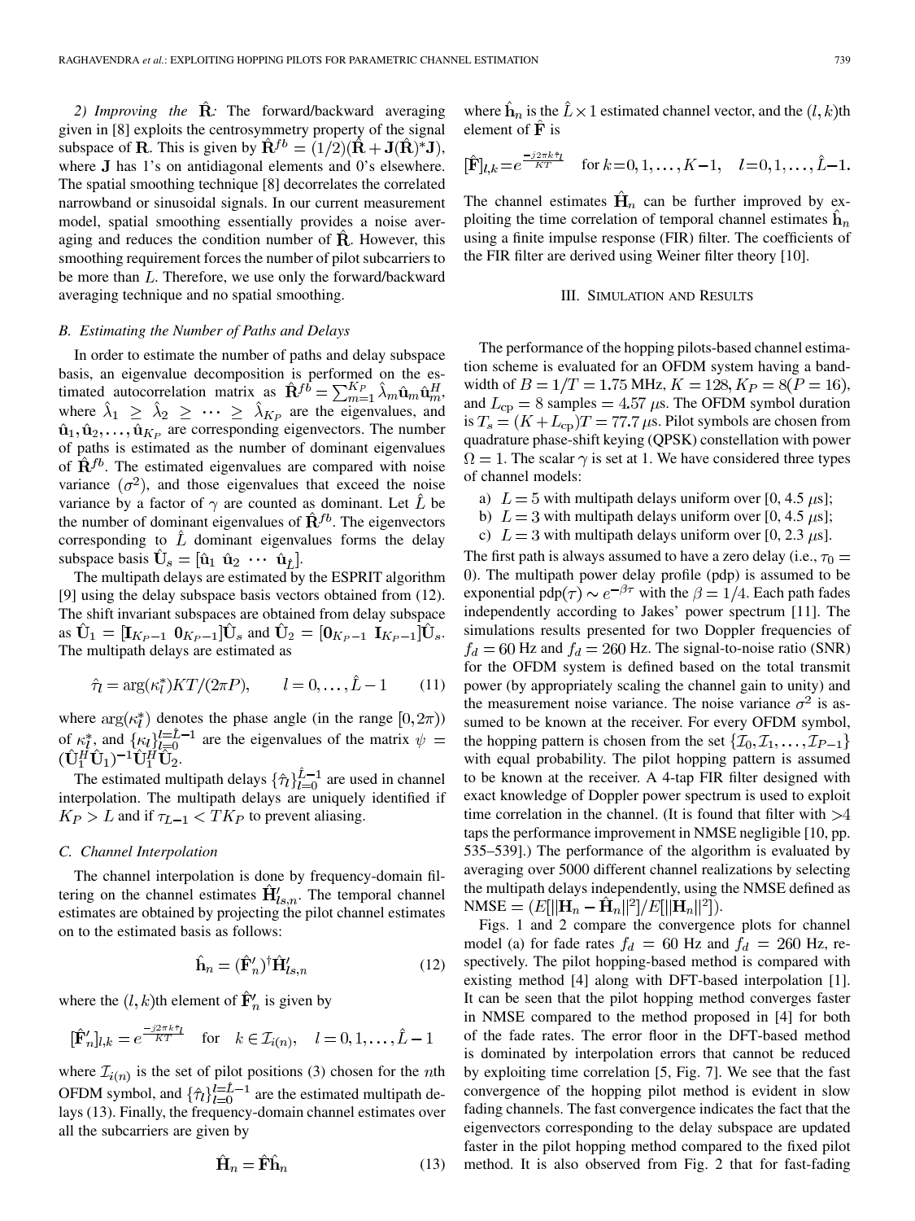*2) Improving the* $\hat{\mathbf{R}}$*:* The forward/backward averaging given in [8] exploits the centrosymmetry property of the signal subspace of $\mathbf{R}$. This is given by $\hat{\mathbf{R}}^{fb} = (1/2)(\hat{\mathbf{R}} + \mathbf{J}(\hat{\mathbf{R}})^{*}\mathbf{J})$, where $\mathbf{J}$ has 1's on antidiagonal elements and 0's elsewhere. The spatial smoothing technique [8] decorrelates the correlated narrowband or sinusoidal signals. In our current measurement model, spatial smoothing essentially provides a noise averaging and reduces the condition number of $\hat{\mathbf{R}}$. However, this smoothing requirement forces the number of pilot subcarriers to be more than $L$. Therefore, we use only the forward/backward averaging technique and no spatial smoothing.

### B. Estimating the Number of Paths and Delays

In order to estimate the number of paths and delay subspace basis, an eigenvalue decomposition is performed on the estimated autocorrelation matrix as $\hat{\mathbf{R}}^{fb} = \sum_{m=1}^{K_P} \hat{\lambda}_m \hat{\mathbf{u}}_m \hat{\mathbf{u}}_m^H$, where $\hat{\lambda}_1 \geq \hat{\lambda}_2 \geq \cdots \geq \hat{\lambda}_{K_P}$ are the eigenvalues, and $\hat{\mathbf{u}}_1, \hat{\mathbf{u}}_2, \ldots, \hat{\mathbf{u}}_{K_P}$ are corresponding eigenvectors. The number of paths is estimated as the number of dominant eigenvalues of $\hat{\mathbf{R}}^{fb}$. The estimated eigenvalues are compared with noise variance ($\sigma^2$), and those eigenvalues that exceed the noise variance by a factor of $\gamma$ are counted as dominant. Let $\hat{L}$ be the number of dominant eigenvalues of $\hat{\mathbf{R}}^{fb}$. The eigenvectors corresponding to $\hat{L}$ dominant eigenvalues forms the delay subspace basis $\hat{\mathbf{U}}_s = [\hat{\mathbf{u}}_1 \ \hat{\mathbf{u}}_2 \ \cdots \ \hat{\mathbf{u}}_{\hat{L}}]$.

The multipath delays are estimated by the ESPRIT algorithm [9] using the delay subspace basis vectors obtained from (12). The shift invariant subspaces are obtained from delay subspace as $\hat{\mathbf{U}}_1 = [\mathbf{I}_{K_P-1} \ \mathbf{0}_{K_P-1}]\hat{\mathbf{U}}_s$ and $\hat{\mathbf{U}}_2 = [\mathbf{0}_{K_P-1} \ \mathbf{I}_{K_P-1}]\hat{\mathbf{U}}_s$. The multipath delays are estimated as

$$\hat{\tau}_l = \arg(\kappa_l^*)KT/(2\pi P), \qquad l = 0, \ldots, \hat{L}-1 \tag{11}$$

where $\arg(\kappa_l^*)$ denotes the phase angle (in the range $[0, 2\pi)$) of $\kappa_l^*$, and $\{\kappa_l\}_{l=0}^{l=\hat{L}-1}$ are the eigenvalues of the matrix $\psi = (\hat{\mathbf{U}}_1^H \hat{\mathbf{U}}_1)^{-1} \hat{\mathbf{U}}_1^H \hat{\mathbf{U}}_2$.

The estimated multipath delays $\{\hat{\tau}_l\}_{l=0}^{\hat{L}-1}$ are used in channel interpolation. The multipath delays are uniquely identified if $K_P > L$ and if $\tau_{L-1} < TK_P$ to prevent aliasing.

### C. Channel Interpolation

The channel interpolation is done by frequency-domain filtering on the channel estimates $\hat{\mathbf{H}}'_{ls,n}$. The temporal channel estimates are obtained by projecting the pilot channel estimates on to the estimated basis as follows:

$$\hat{\mathbf{h}}_n = (\hat{\mathbf{F}}'_n)^{\dagger} \hat{\mathbf{H}}'_{ls,n} \tag{12}$$

where the $(l,k)$th element of $\hat{\mathbf{F}}'_n$ is given by

$$[\hat{\mathbf{F}}'_n]_{l,k} = e^{\frac{-j2\pi k \hat{\tau}_l}{KT}} \quad \text{for} \quad k \in \mathcal{I}_{i(n)}, \quad l = 0, 1, \ldots, \hat{L}-1$$

where $\mathcal{I}_{i(n)}$ is the set of pilot positions (3) chosen for the $n$th OFDM symbol, and $\{\hat{\tau}_l\}_{l=0}^{l=\hat{L}-1}$ are the estimated multipath delays (13). Finally, the frequency-domain channel estimates over all the subcarriers are given by

$$\hat{\mathbf{H}}_n = \hat{\mathbf{F}} \hat{\mathbf{h}}_n \tag{13}$$

where $\hat{\mathbf{h}}_n$ is the $\hat{L} \times 1$ estimated channel vector, and the $(l,k)$th element of $\hat{\mathbf{F}}$ is

$$[\hat{\mathbf{F}}]_{l,k} = e^{\frac{-j2\pi k \hat{\tau}_l}{KT}} \quad \text{for } k = 0, 1, \ldots, K-1, \quad l = 0, 1, \ldots, \hat{L}-1.$$

The channel estimates $\hat{\mathbf{H}}_n$ can be further improved by exploiting the time correlation of temporal channel estimates $\hat{\mathbf{h}}_n$ using a finite impulse response (FIR) filter. The coefficients of the FIR filter are derived using Weiner filter theory [10].

## III. Simulation and Results

The performance of the hopping pilots-based channel estimation scheme is evaluated for an OFDM system having a bandwidth of $B = 1/T = 1.75$ MHz, $K = 128$, $K_P = 8 (P = 16)$, and $L_{\text{cp}} = 8$ samples $= 4.57$ $\mu$s. The OFDM symbol duration is $T_s = (K + L_{\text{cp}})T = 77.7$ $\mu$s. Pilot symbols are chosen from quadrature phase-shift keying (QPSK) constellation with power $\Omega = 1$. The scalar $\gamma$ is set at 1. We have considered three types of channel models:

a) $L = 5$ with multipath delays uniform over [0, 4.5 $\mu$s];
b) $L = 3$ with multipath delays uniform over [0, 4.5 $\mu$s];
c) $L = 3$ with multipath delays uniform over [0, 2.3 $\mu$s].

The first path is always assumed to have a zero delay (i.e., $\tau_0 = 0$). The multipath power delay profile (pdp) is assumed to be exponential $\text{pdp}(\tau) \sim e^{-\beta\tau}$ with the $\beta = 1/4$. Each path fades independently according to Jakes' power spectrum [11]. The simulations results presented for two Doppler frequencies of $f_d = 60$ Hz and $f_d = 260$ Hz. The signal-to-noise ratio (SNR) for the OFDM system is defined based on the total transmit power (by appropriately scaling the channel gain to unity) and the measurement noise variance. The noise variance $\sigma^2$ is assumed to be known at the receiver. For every OFDM symbol, the hopping pattern is chosen from the set $\{\mathcal{I}_0, \mathcal{I}_1, \ldots, \mathcal{I}_{P-1}\}$ with equal probability. The pilot hopping pattern is assumed to be known at the receiver. A 4-tap FIR filter designed with exact knowledge of Doppler power spectrum is used to exploit time correlation in the channel. (It is found that filter with >4 taps the performance improvement in NMSE negligible [10, pp. 535–539].) The performance of the algorithm is evaluated by averaging over 5000 different channel realizations by selecting the multipath delays independently, using the NMSE defined as $\text{NMSE} = (E[\|\mathbf{H}_n - \hat{\mathbf{H}}_n\|^2]/E[\|\mathbf{H}_n\|^2])$.

Figs. 1 and 2 compare the convergence plots for channel model (a) for fade rates $f_d = 60$ Hz and $f_d = 260$ Hz, respectively. The pilot hopping-based method is compared with existing method [4] along with DFT-based interpolation [1]. It can be seen that the pilot hopping method converges faster in NMSE compared to the method proposed in [4] for both of the fade rates. The error floor in the DFT-based method is dominated by interpolation errors that cannot be reduced by exploiting time correlation [5, Fig. 7]. We see that the fast convergence of the hopping pilot method is evident in slow fading channels. The fast convergence indicates the fact that the eigenvectors corresponding to the delay subspace are updated faster in the pilot hopping method compared to the fixed pilot method. It is also observed from Fig. 2 that for fast-fading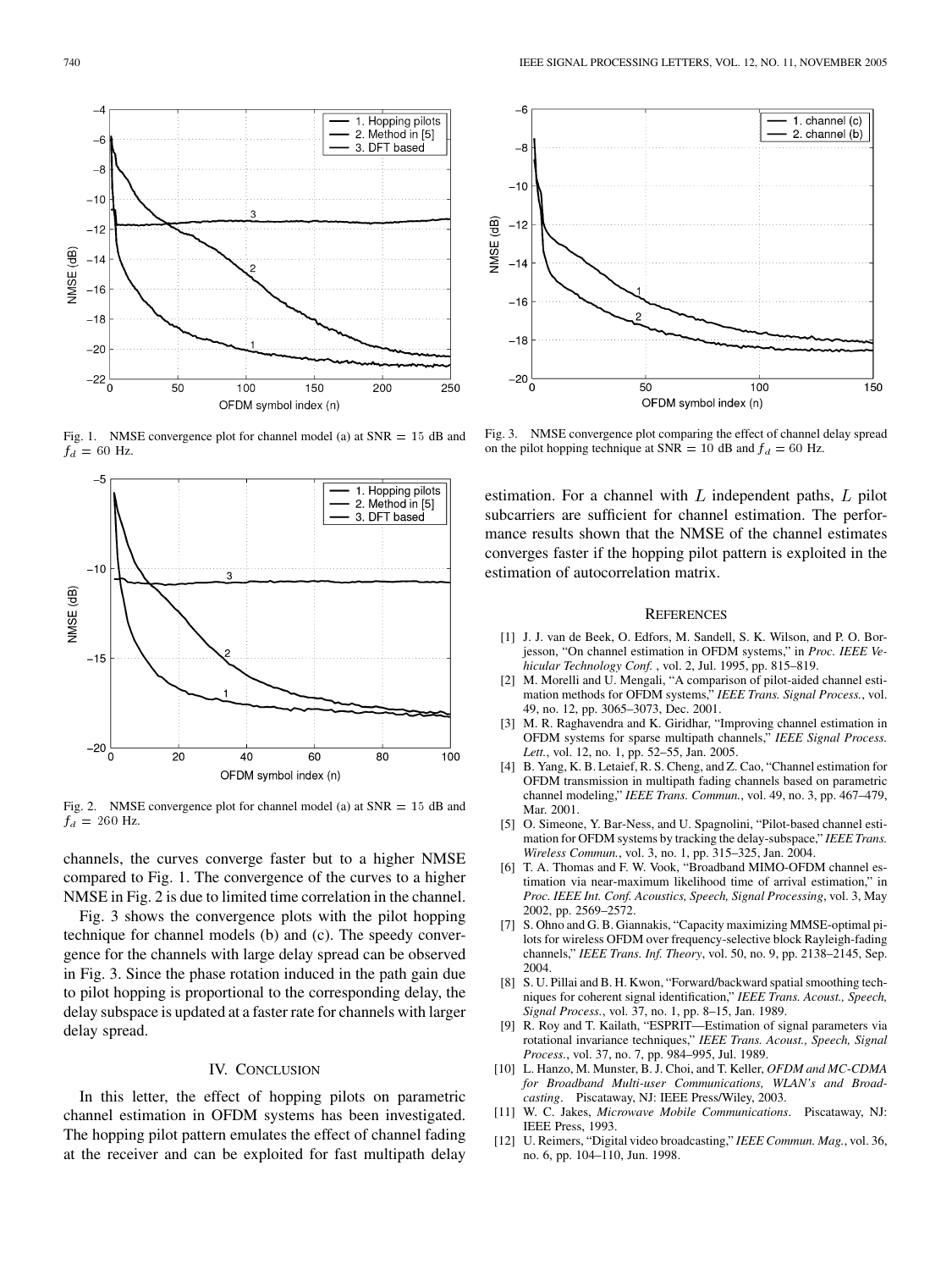−4
−6
−8
−10
−12
−14
−16
−18
−20
−22
NMSE (dB)
0 50 100 150 200 250
OFDM symbol index (n)
1. Hopping pilots
2. Method in [5]
3. DFT based
3
2
1

Fig. 1. NMSE convergence plot for channel model (a) at SNR $= 15$ dB and $f_d = 60$ Hz.

−5
−10
−15
−20
NMSE (dB)
0 20 40 60 80 100
OFDM symbol index (n)
1. Hopping pilots
2. Method in [5]
3. DFT based
3
2
1

Fig. 2. NMSE convergence plot for channel model (a) at SNR $= 15$ dB and $f_d = 260$ Hz.

channels, the curves converge faster but to a higher NMSE compared to Fig. 1. The convergence of the curves to a higher NMSE in Fig. 2 is due to limited time correlation in the channel.

Fig. 3 shows the convergence plots with the pilot hopping technique for channel models (b) and (c). The speedy convergence for the channels with large delay spread can be observed in Fig. 3. Since the phase rotation induced in the path gain due to pilot hopping is proportional to the corresponding delay, the delay subspace is updated at a faster rate for channels with larger delay spread.

−6
−8
−10
−12
−14
−16
−18
−20
NMSE (dB)
0 50 100 150
OFDM symbol index (n)
1. channel (c)
2. channel (b)
1
2

Fig. 3. NMSE convergence plot comparing the effect of channel delay spread on the pilot hopping technique at SNR $= 10$ dB and $f_d = 60$ Hz.

## IV. Conclusion

In this letter, the effect of hopping pilots on parametric channel estimation in OFDM systems has been investigated. The hopping pilot pattern emulates the effect of channel fading at the receiver and can be exploited for fast multipath delay estimation. For a channel with $L$ independent paths, $L$ pilot subcarriers are sufficient for channel estimation. The performance results shown that the NMSE of the channel estimates converges faster if the hopping pilot pattern is exploited in the estimation of autocorrelation matrix.

## References

[1] J. J. van de Beek, O. Edfors, M. Sandell, S. K. Wilson, and P. O. Borjesson, "On channel estimation in OFDM systems," in *Proc. IEEE Vehicular Technology Conf.* , vol. 2, Jul. 1995, pp. 815–819.

[2] M. Morelli and U. Mengali, "A comparison of pilot-aided channel estimation methods for OFDM systems," *IEEE Trans. Signal Process.*, vol. 49, no. 12, pp. 3065–3073, Dec. 2001.

[3] M. R. Raghavendra and K. Giridhar, "Improving channel estimation in OFDM systems for sparse multipath channels," *IEEE Signal Process. Lett.*, vol. 12, no. 1, pp. 52–55, Jan. 2005.

[4] B. Yang, K. B. Letaief, R. S. Cheng, and Z. Cao, "Channel estimation for OFDM transmission in multipath fading channels based on parametric channel modeling," *IEEE Trans. Commun.*, vol. 49, no. 3, pp. 467–479, Mar. 2001.

[5] O. Simeone, Y. Bar-Ness, and U. Spagnolini, "Pilot-based channel estimation for OFDM systems by tracking the delay-subspace," *IEEE Trans. Wireless Commun.*, vol. 3, no. 1, pp. 315–325, Jan. 2004.

[6] T. A. Thomas and F. W. Vook, "Broadband MIMO-OFDM channel estimation via near-maximum likelihood time of arrival estimation," in *Proc. IEEE Int. Conf. Acoustics, Speech, Signal Processing*, vol. 3, May 2002, pp. 2569–2572.

[7] S. Ohno and G. B. Giannakis, "Capacity maximizing MMSE-optimal pilots for wireless OFDM over frequency-selective block Rayleigh-fading channels," *IEEE Trans. Inf. Theory*, vol. 50, no. 9, pp. 2138–2145, Sep. 2004.

[8] S. U. Pillai and B. H. Kwon, "Forward/backward spatial smoothing techniques for coherent signal identification," *IEEE Trans. Acoust., Speech, Signal Process.*, vol. 37, no. 1, pp. 8–15, Jan. 1989.

[9] R. Roy and T. Kailath, "ESPRIT—Estimation of signal parameters via rotational invariance techniques," *IEEE Trans. Acoust., Speech, Signal Process.*, vol. 37, no. 7, pp. 984–995, Jul. 1989.

[10] L. Hanzo, M. Munster, B. J. Choi, and T. Keller, *OFDM and MC-CDMA for Broadband Multi-user Communications, WLAN's and Broadcasting*. Piscataway, NJ: IEEE Press/Wiley, 2003.

[11] W. C. Jakes, *Microwave Mobile Communications*. Piscataway, NJ: IEEE Press, 1993.

[12] U. Reimers, "Digital video broadcasting," *IEEE Commun. Mag.*, vol. 36, no. 6, pp. 104–110, Jun. 1998.